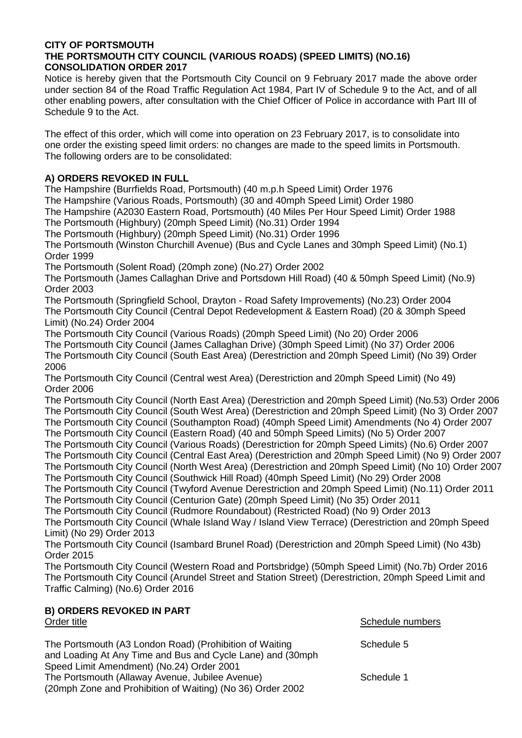**CITY OF PORTSMOUTH**
**THE PORTSMOUTH CITY COUNCIL (VARIOUS ROADS) (SPEED LIMITS) (NO.16) CONSOLIDATION ORDER 2017**

Notice is hereby given that the Portsmouth City Council on 9 February 2017 made the above order under section 84 of the Road Traffic Regulation Act 1984, Part IV of Schedule 9 to the Act, and of all other enabling powers, after consultation with the Chief Officer of Police in accordance with Part III of Schedule 9 to the Act.

The effect of this order, which will come into operation on 23 February 2017, is to consolidate into one order the existing speed limit orders: no changes are made to the speed limits in Portsmouth. The following orders are to be consolidated:

**A) ORDERS REVOKED IN FULL**

The Hampshire (Burrfields Road, Portsmouth) (40 m.p.h Speed Limit) Order 1976
The Hampshire (Various Roads, Portsmouth) (30 and 40mph Speed Limit) Order 1980
The Hampshire (A2030 Eastern Road, Portsmouth) (40 Miles Per Hour Speed Limit) Order 1988
The Portsmouth (Highbury) (20mph Speed Limit) (No.31) Order 1994
The Portsmouth (Highbury) (20mph Speed Limit) (No.31) Order 1996
The Portsmouth (Winston Churchill Avenue) (Bus and Cycle Lanes and 30mph Speed Limit) (No.1) Order 1999
The Portsmouth (Solent Road) (20mph zone) (No.27) Order 2002
The Portsmouth (James Callaghan Drive and Portsdown Hill Road) (40 & 50mph Speed Limit) (No.9) Order 2003
The Portsmouth (Springfield School, Drayton - Road Safety Improvements) (No.23) Order 2004
The Portsmouth City Council (Central Depot Redevelopment & Eastern Road) (20 & 30mph Speed Limit) (No.24) Order 2004
The Portsmouth City Council (Various Roads) (20mph Speed Limit) (No 20) Order 2006
The Portsmouth City Council (James Callaghan Drive) (30mph Speed Limit) (No 37) Order 2006
The Portsmouth City Council (South East Area) (Derestriction and 20mph Speed Limit) (No 39) Order 2006
The Portsmouth City Council (Central west Area) (Derestriction and 20mph Speed Limit) (No 49) Order 2006
The Portsmouth City Council (North East Area) (Derestriction and 20mph Speed Limit) (No.53) Order 2006
The Portsmouth City Council (South West Area) (Derestriction and 20mph Speed Limit) (No 3) Order 2007
The Portsmouth City Council (Southampton Road) (40mph Speed Limit) Amendments (No 4) Order 2007
The Portsmouth City Council (Eastern Road) (40 and 50mph Speed Limits) (No 5) Order 2007
The Portsmouth City Council (Various Roads) (Derestriction for 20mph Speed Limits) (No.6) Order 2007
The Portsmouth City Council (Central East Area) (Derestriction and 20mph Speed Limit) (No 9) Order 2007
The Portsmouth City Council (North West Area) (Derestriction and 20mph Speed Limit) (No 10) Order 2007
The Portsmouth City Council (Southwick Hill Road) (40mph Speed Limit) (No 29) Order 2008
The Portsmouth City Council (Twyford Avenue Derestriction and 20mph Speed Limit) (No.11) Order 2011
The Portsmouth City Council (Centurion Gate) (20mph Speed Limit) (No 35) Order 2011
The Portsmouth City Council (Rudmore Roundabout) (Restricted Road) (No 9) Order 2013
The Portsmouth City Council (Whale Island Way / Island View Terrace) (Derestriction and 20mph Speed Limit) (No 29) Order 2013
The Portsmouth City Council (Isambard Brunel Road) (Derestriction and 20mph Speed Limit) (No 43b) Order 2015
The Portsmouth City Council (Western Road and Portsbridge) (50mph Speed Limit) (No.7b) Order 2016
The Portsmouth City Council (Arundel Street and Station Street) (Derestriction, 20mph Speed Limit and Traffic Calming) (No.6) Order 2016

**B) ORDERS REVOKED IN PART**

| Order title | Schedule numbers |
| --- | --- |
| The Portsmouth (A3 London Road) (Prohibition of Waiting and Loading At Any Time and Bus and Cycle Lane) and (30mph Speed Limit Amendment) (No.24) Order 2001 | Schedule 5 |
| The Portsmouth (Allaway Avenue, Jubilee Avenue) (20mph Zone and Prohibition of Waiting) (No 36) Order 2002 | Schedule 1 |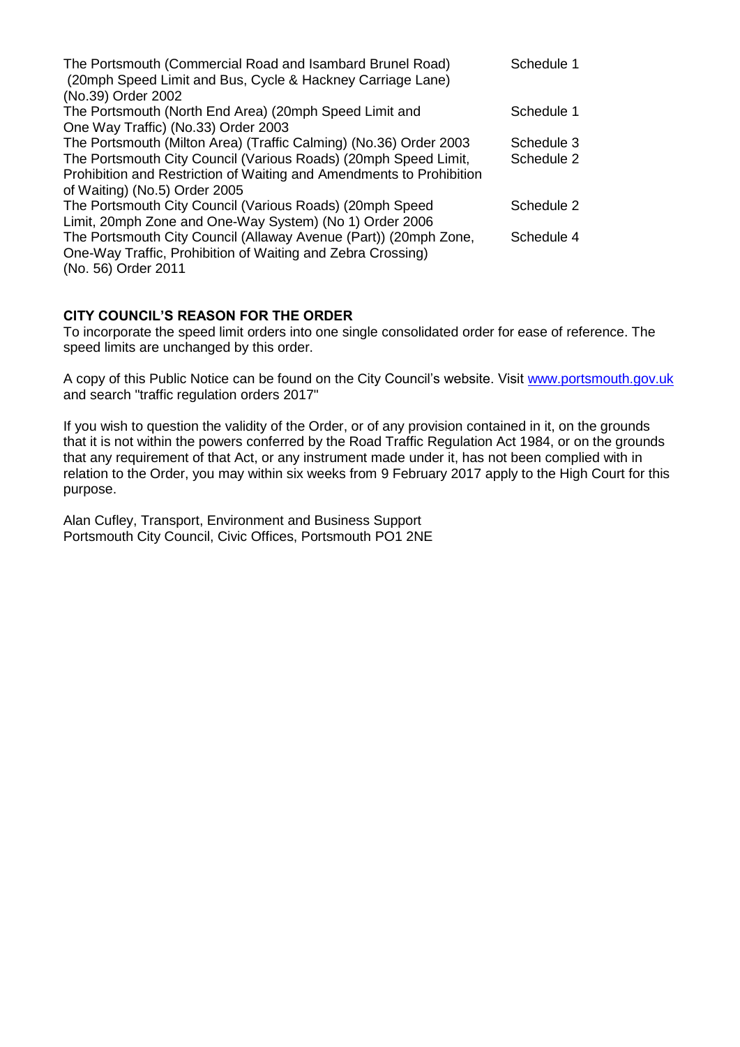| | |
|---|---|
| The Portsmouth (Commercial Road and Isambard Brunel Road) (20mph Speed Limit and Bus, Cycle & Hackney Carriage Lane) (No.39) Order 2002 | Schedule 1 |
| The Portsmouth (North End Area) (20mph Speed Limit and One Way Traffic) (No.33) Order 2003 | Schedule 1 |
| The Portsmouth (Milton Area) (Traffic Calming) (No.36) Order 2003 | Schedule 3 |
| The Portsmouth City Council (Various Roads) (20mph Speed Limit, Prohibition and Restriction of Waiting and Amendments to Prohibition of Waiting) (No.5) Order 2005 | Schedule 2 |
| The Portsmouth City Council (Various Roads) (20mph Speed Limit, 20mph Zone and One-Way System) (No 1) Order 2006 | Schedule 2 |
| The Portsmouth City Council (Allaway Avenue (Part)) (20mph Zone, One-Way Traffic, Prohibition of Waiting and Zebra Crossing) (No. 56) Order 2011 | Schedule 4 |

**CITY COUNCIL'S REASON FOR THE ORDER**

To incorporate the speed limit orders into one single consolidated order for ease of reference. The speed limits are unchanged by this order.

A copy of this Public Notice can be found on the City Council's website. Visit www.portsmouth.gov.uk and search "traffic regulation orders 2017"

If you wish to question the validity of the Order, or of any provision contained in it, on the grounds that it is not within the powers conferred by the Road Traffic Regulation Act 1984, or on the grounds that any requirement of that Act, or any instrument made under it, has not been complied with in relation to the Order, you may within six weeks from 9 February 2017 apply to the High Court for this purpose.

Alan Cufley, Transport, Environment and Business Support
Portsmouth City Council, Civic Offices, Portsmouth PO1 2NE